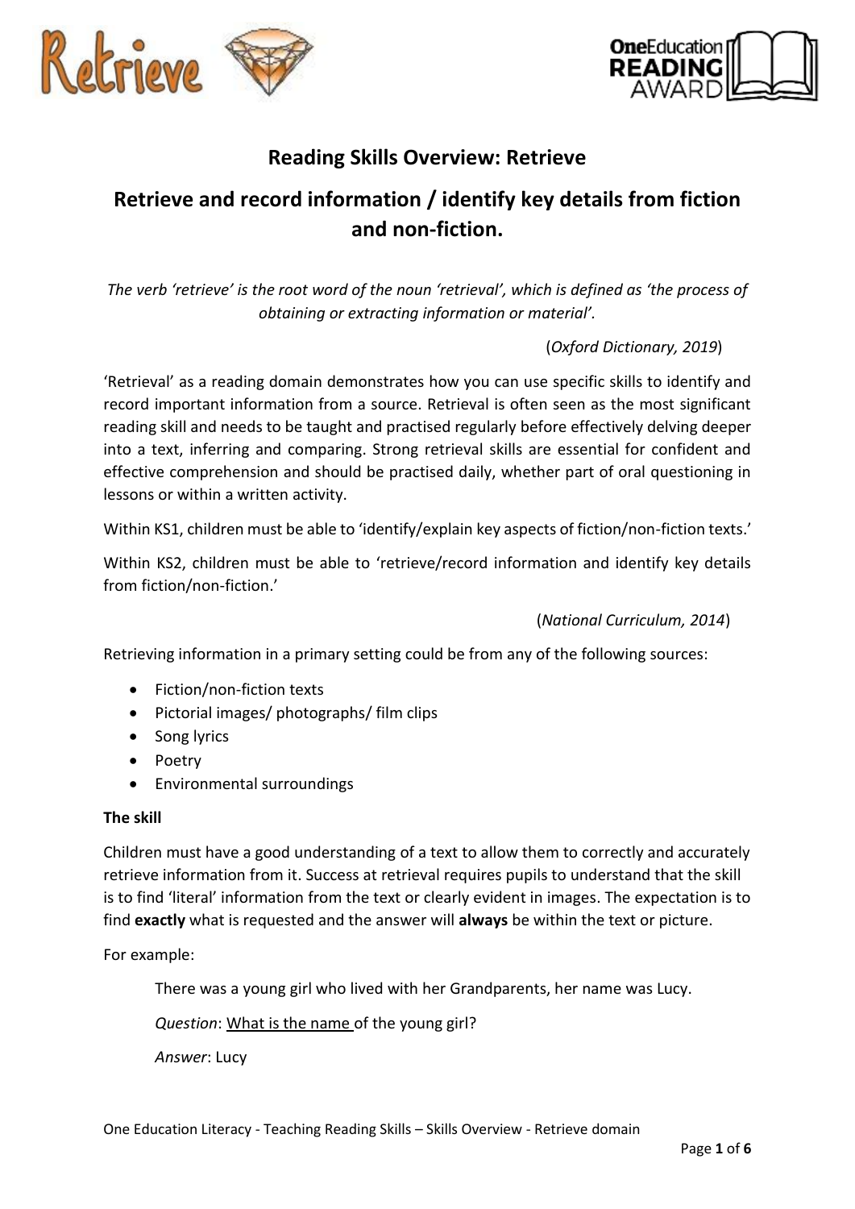# Reading Skills Overview: Retrieve

## Retrieve and record information / identify key details from fiction and non-fiction.

*The verb 'retrieve' is the root word of the noun 'retrieval', which is defined as 'the process of obtaining or extracting information or material'.*

(*Oxford Dictionary, 2019*)

'Retrieval' as a reading domain demonstrates how you can use specific skills to identify and record important information from a source. Retrieval is often seen as the most significant reading skill and needs to be taught and practised regularly before effectively delving deeper into a text, inferring and comparing. Strong retrieval skills are essential for confident and effective comprehension and should be practised daily, whether part of oral questioning in lessons or within a written activity.

Within KS1, children must be able to 'identify/explain key aspects of fiction/non-fiction texts.'

Within KS2, children must be able to 'retrieve/record information and identify key details from fiction/non-fiction.'

(*National Curriculum, 2014*)

Retrieving information in a primary setting could be from any of the following sources:

- Fiction/non-fiction texts
- Pictorial images/ photographs/ film clips
- Song lyrics
- Poetry
- Environmental surroundings

**The skill**

Children must have a good understanding of a text to allow them to correctly and accurately retrieve information from it. Success at retrieval requires pupils to understand that the skill is to find 'literal' information from the text or clearly evident in images. The expectation is to find **exactly** what is requested and the answer will **always** be within the text or picture.

For example:

> There was a young girl who lived with her Grandparents, her name was Lucy.
>
> *Question*: <u>What is the name</u> of the young girl?
>
> *Answer*: Lucy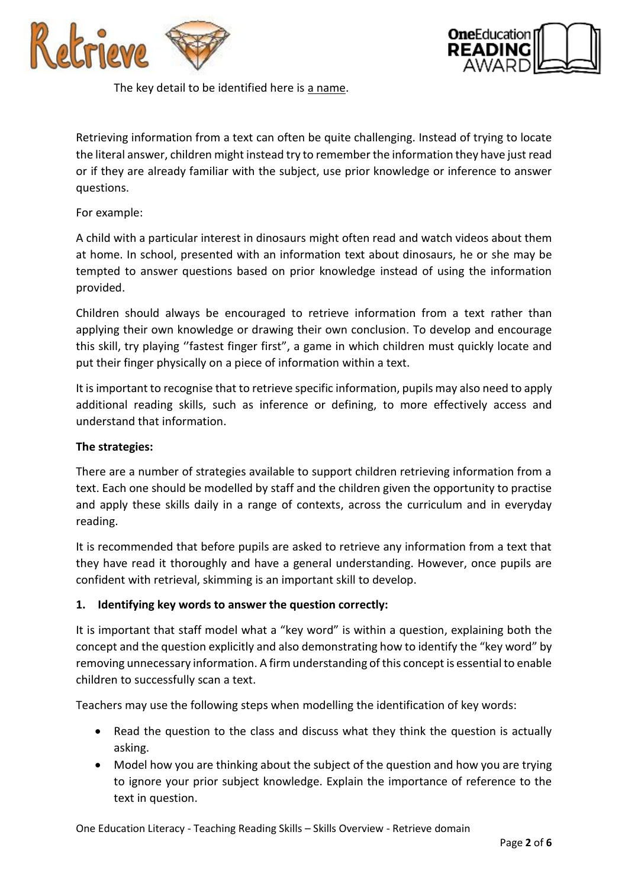The key detail to be identified here is a name.

Retrieving information from a text can often be quite challenging. Instead of trying to locate the literal answer, children might instead try to remember the information they have just read or if they are already familiar with the subject, use prior knowledge or inference to answer questions.

For example:

A child with a particular interest in dinosaurs might often read and watch videos about them at home. In school, presented with an information text about dinosaurs, he or she may be tempted to answer questions based on prior knowledge instead of using the information provided.

Children should always be encouraged to retrieve information from a text rather than applying their own knowledge or drawing their own conclusion. To develop and encourage this skill, try playing ''fastest finger first", a game in which children must quickly locate and put their finger physically on a piece of information within a text.

It is important to recognise that to retrieve specific information, pupils may also need to apply additional reading skills, such as inference or defining, to more effectively access and understand that information.

**The strategies:**

There are a number of strategies available to support children retrieving information from a text. Each one should be modelled by staff and the children given the opportunity to practise and apply these skills daily in a range of contexts, across the curriculum and in everyday reading.

It is recommended that before pupils are asked to retrieve any information from a text that they have read it thoroughly and have a general understanding. However, once pupils are confident with retrieval, skimming is an important skill to develop.

**1. Identifying key words to answer the question correctly:**

It is important that staff model what a "key word" is within a question, explaining both the concept and the question explicitly and also demonstrating how to identify the "key word" by removing unnecessary information. A firm understanding of this concept is essential to enable children to successfully scan a text.

Teachers may use the following steps when modelling the identification of key words:

- Read the question to the class and discuss what they think the question is actually asking.
- Model how you are thinking about the subject of the question and how you are trying to ignore your prior subject knowledge. Explain the importance of reference to the text in question.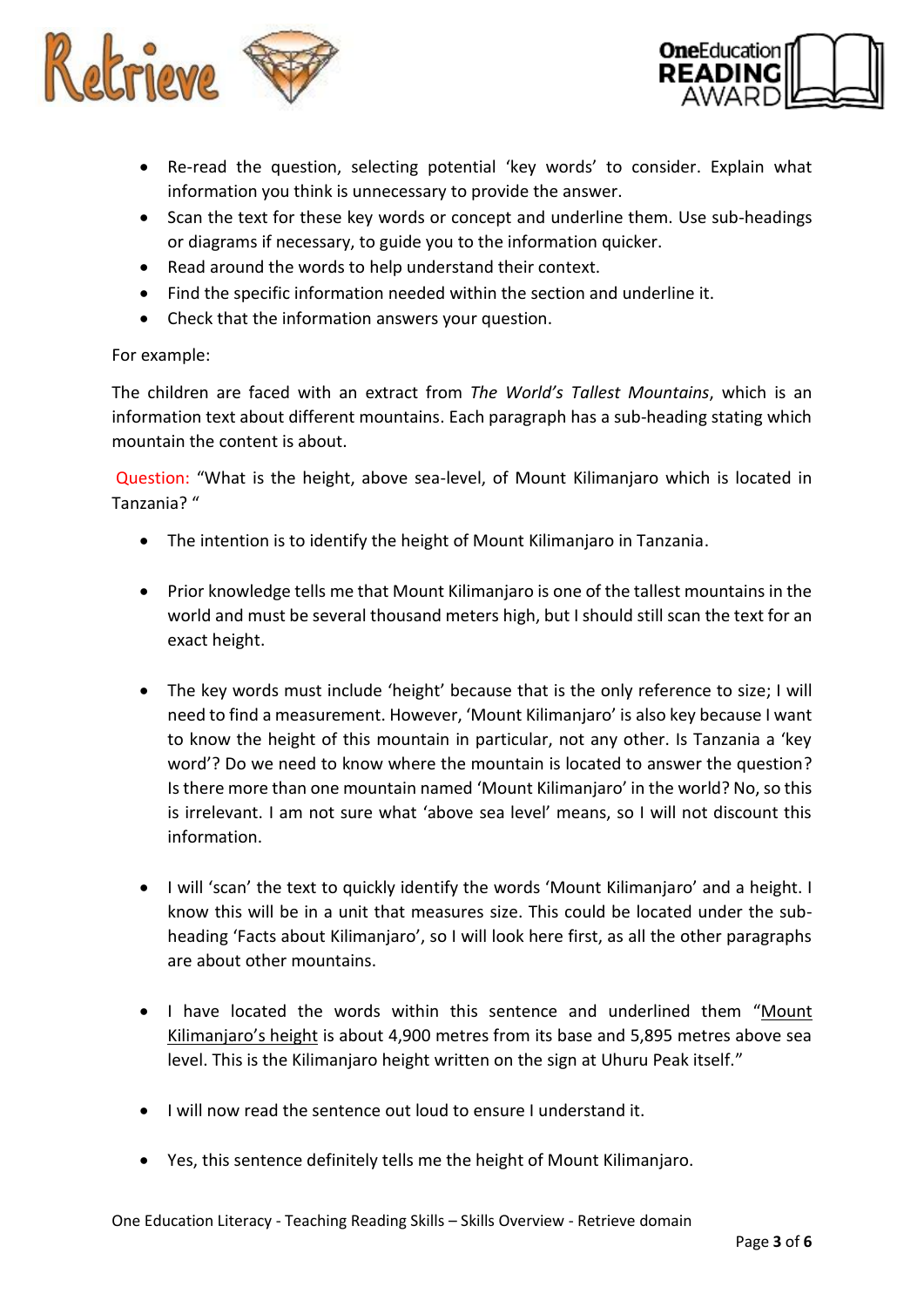- Re-read the question, selecting potential 'key words' to consider. Explain what information you think is unnecessary to provide the answer.
- Scan the text for these key words or concept and underline them. Use sub-headings or diagrams if necessary, to guide you to the information quicker.
- Read around the words to help understand their context.
- Find the specific information needed within the section and underline it.
- Check that the information answers your question.

For example:

The children are faced with an extract from *The World's Tallest Mountains*, which is an information text about different mountains. Each paragraph has a sub-heading stating which mountain the content is about.

Question: "What is the height, above sea-level, of Mount Kilimanjaro which is located in Tanzania? "

- The intention is to identify the height of Mount Kilimanjaro in Tanzania.

- Prior knowledge tells me that Mount Kilimanjaro is one of the tallest mountains in the world and must be several thousand meters high, but I should still scan the text for an exact height.

- The key words must include 'height' because that is the only reference to size; I will need to find a measurement. However, 'Mount Kilimanjaro' is also key because I want to know the height of this mountain in particular, not any other. Is Tanzania a 'key word'? Do we need to know where the mountain is located to answer the question? Is there more than one mountain named 'Mount Kilimanjaro' in the world? No, so this is irrelevant. I am not sure what 'above sea level' means, so I will not discount this information.

- I will 'scan' the text to quickly identify the words 'Mount Kilimanjaro' and a height. I know this will be in a unit that measures size. This could be located under the sub-heading 'Facts about Kilimanjaro', so I will look here first, as all the other paragraphs are about other mountains.

- I have located the words within this sentence and underlined them "<u>Mount Kilimanjaro's height</u> is about 4,900 metres from its base and 5,895 metres above sea level. This is the Kilimanjaro height written on the sign at Uhuru Peak itself."

- I will now read the sentence out loud to ensure I understand it.

- Yes, this sentence definitely tells me the height of Mount Kilimanjaro.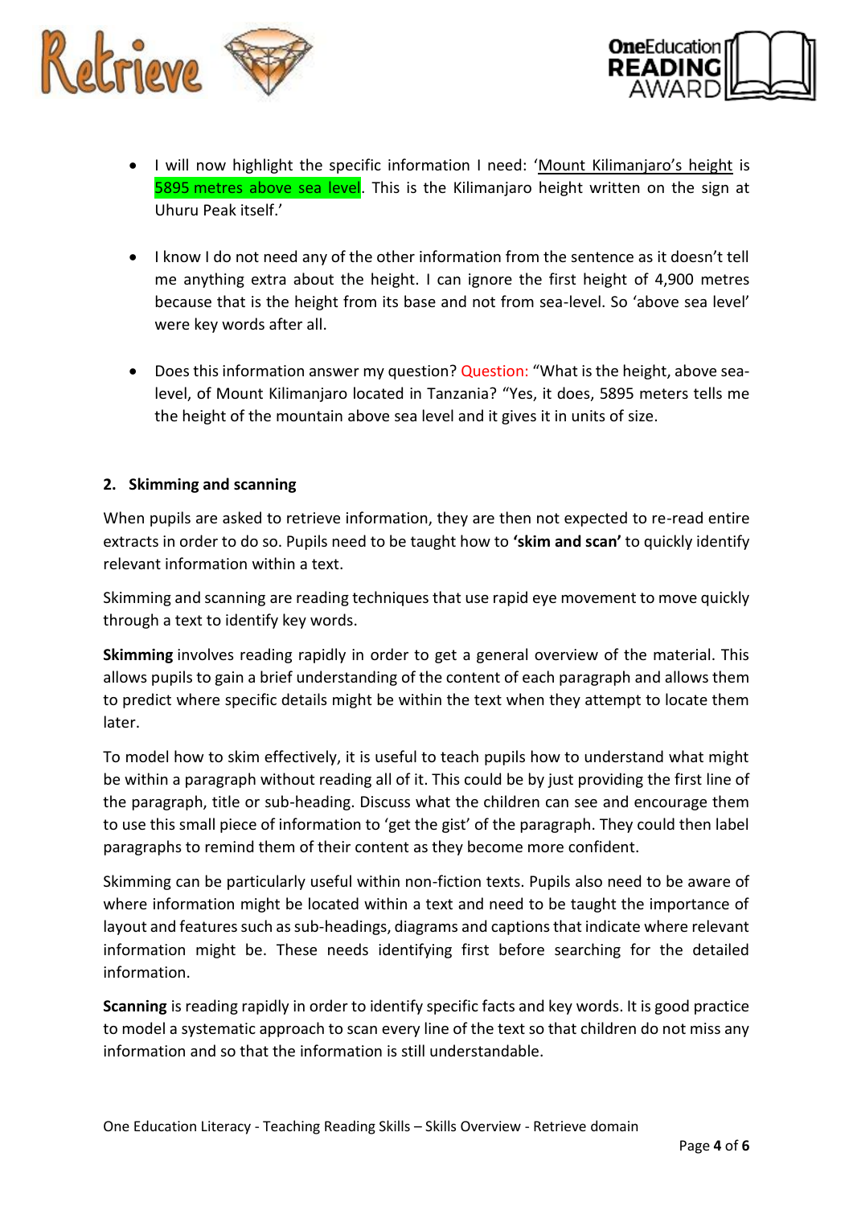- I will now highlight the specific information I need: '<u>Mount Kilimanjaro's height</u> is 5895 metres above sea level. This is the Kilimanjaro height written on the sign at Uhuru Peak itself.'

- I know I do not need any of the other information from the sentence as it doesn't tell me anything extra about the height. I can ignore the first height of 4,900 metres because that is the height from its base and not from sea-level. So 'above sea level' were key words after all.

- Does this information answer my question? Question: "What is the height, above sea-level, of Mount Kilimanjaro located in Tanzania? "Yes, it does, 5895 meters tells me the height of the mountain above sea level and it gives it in units of size.

## 2. Skimming and scanning

When pupils are asked to retrieve information, they are then not expected to re-read entire extracts in order to do so. Pupils need to be taught how to **'skim and scan'** to quickly identify relevant information within a text.

Skimming and scanning are reading techniques that use rapid eye movement to move quickly through a text to identify key words.

**Skimming** involves reading rapidly in order to get a general overview of the material. This allows pupils to gain a brief understanding of the content of each paragraph and allows them to predict where specific details might be within the text when they attempt to locate them later.

To model how to skim effectively, it is useful to teach pupils how to understand what might be within a paragraph without reading all of it. This could be by just providing the first line of the paragraph, title or sub-heading. Discuss what the children can see and encourage them to use this small piece of information to 'get the gist' of the paragraph. They could then label paragraphs to remind them of their content as they become more confident.

Skimming can be particularly useful within non-fiction texts. Pupils also need to be aware of where information might be located within a text and need to be taught the importance of layout and features such as sub-headings, diagrams and captions that indicate where relevant information might be. These needs identifying first before searching for the detailed information.

**Scanning** is reading rapidly in order to identify specific facts and key words. It is good practice to model a systematic approach to scan every line of the text so that children do not miss any information and so that the information is still understandable.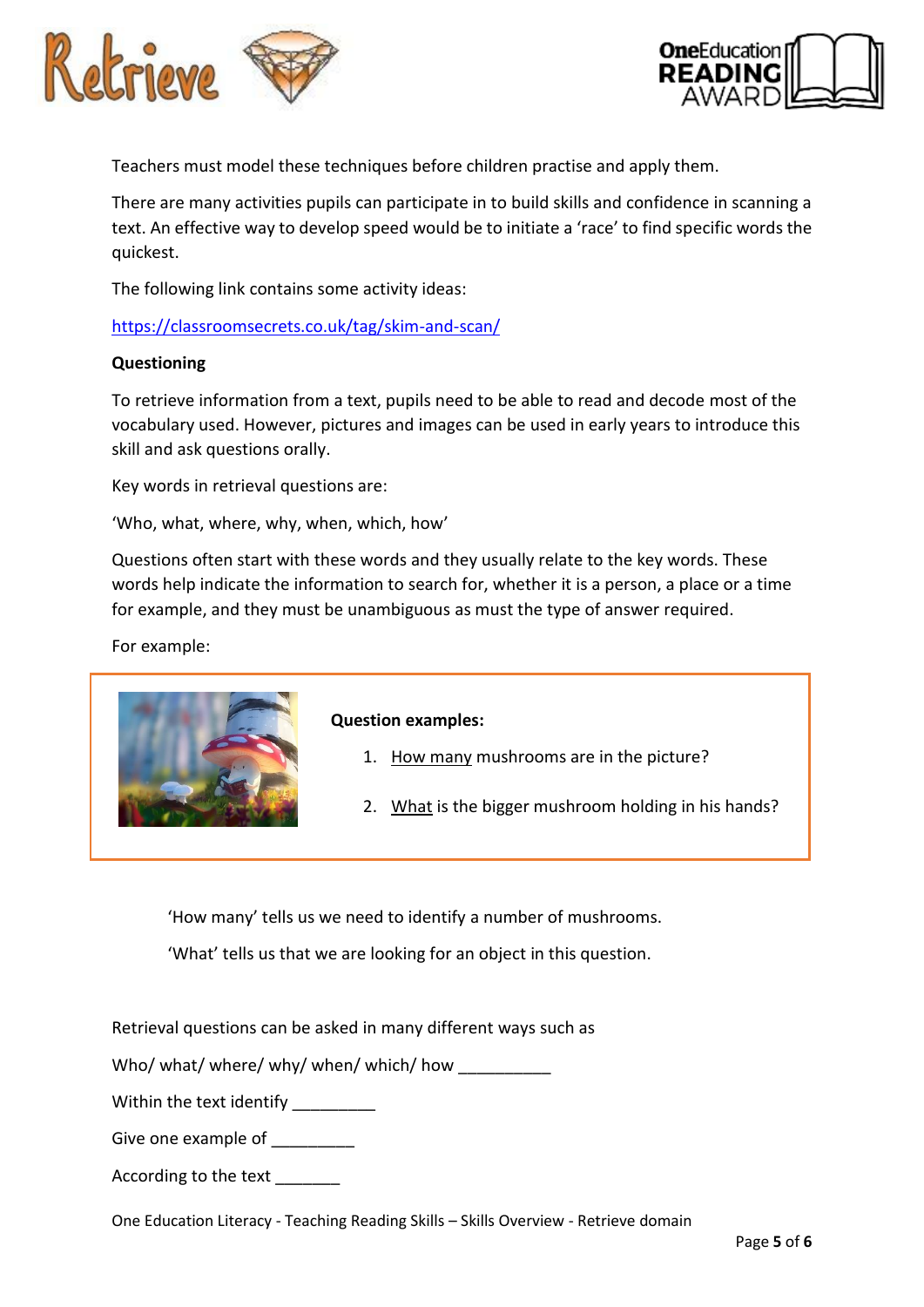Teachers must model these techniques before children practise and apply them.

There are many activities pupils can participate in to build skills and confidence in scanning a text. An effective way to develop speed would be to initiate a 'race' to find specific words the quickest.

The following link contains some activity ideas:

[https://classroomsecrets.co.uk/tag/skim-and-scan/](https://classroomsecrets.co.uk/tag/skim-and-scan/)

**Questioning**

To retrieve information from a text, pupils need to be able to read and decode most of the vocabulary used. However, pictures and images can be used in early years to introduce this skill and ask questions orally.

Key words in retrieval questions are:

'Who, what, where, why, when, which, how'

Questions often start with these words and they usually relate to the key words. These words help indicate the information to search for, whether it is a person, a place or a time for example, and they must be unambiguous as must the type of answer required.

For example:

**Question examples:**

1. <u>How many</u> mushrooms are in the picture?
2. <u>What</u> is the bigger mushroom holding in his hands?

'How many' tells us we need to identify a number of mushrooms.

'What' tells us that we are looking for an object in this question.

Retrieval questions can be asked in many different ways such as

Who/ what/ where/ why/ when/ which/ how __________

Within the text identify _________

Give one example of _________

According to the text _______

One Education Literacy - Teaching Reading Skills – Skills Overview - Retrieve domain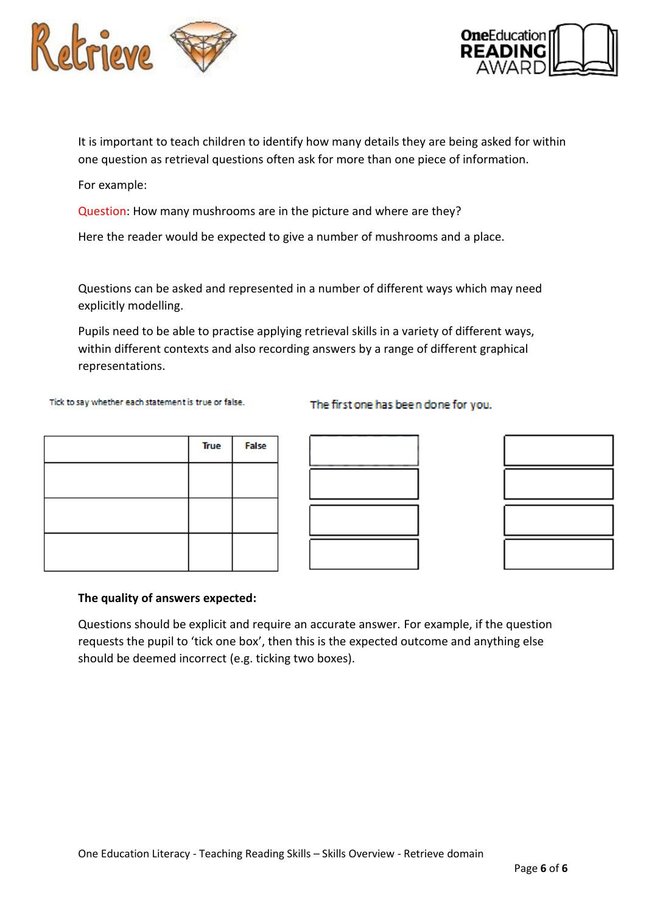It is important to teach children to identify how many details they are being asked for within one question as retrieval questions often ask for more than one piece of information.

For example:

Question: How many mushrooms are in the picture and where are they?

Here the reader would be expected to give a number of mushrooms and a place.

Questions can be asked and represented in a number of different ways which may need explicitly modelling.

Pupils need to be able to practise applying retrieval skills in a variety of different ways, within different contexts and also recording answers by a range of different graphical representations.

Tick to say whether each statement is true or false.

| | True | False |
|---|---|---|
| | | |
| | | |
| | | |

The first one has been done for you.

**The quality of answers expected:**

Questions should be explicit and require an accurate answer. For example, if the question requests the pupil to 'tick one box', then this is the expected outcome and anything else should be deemed incorrect (e.g. ticking two boxes).